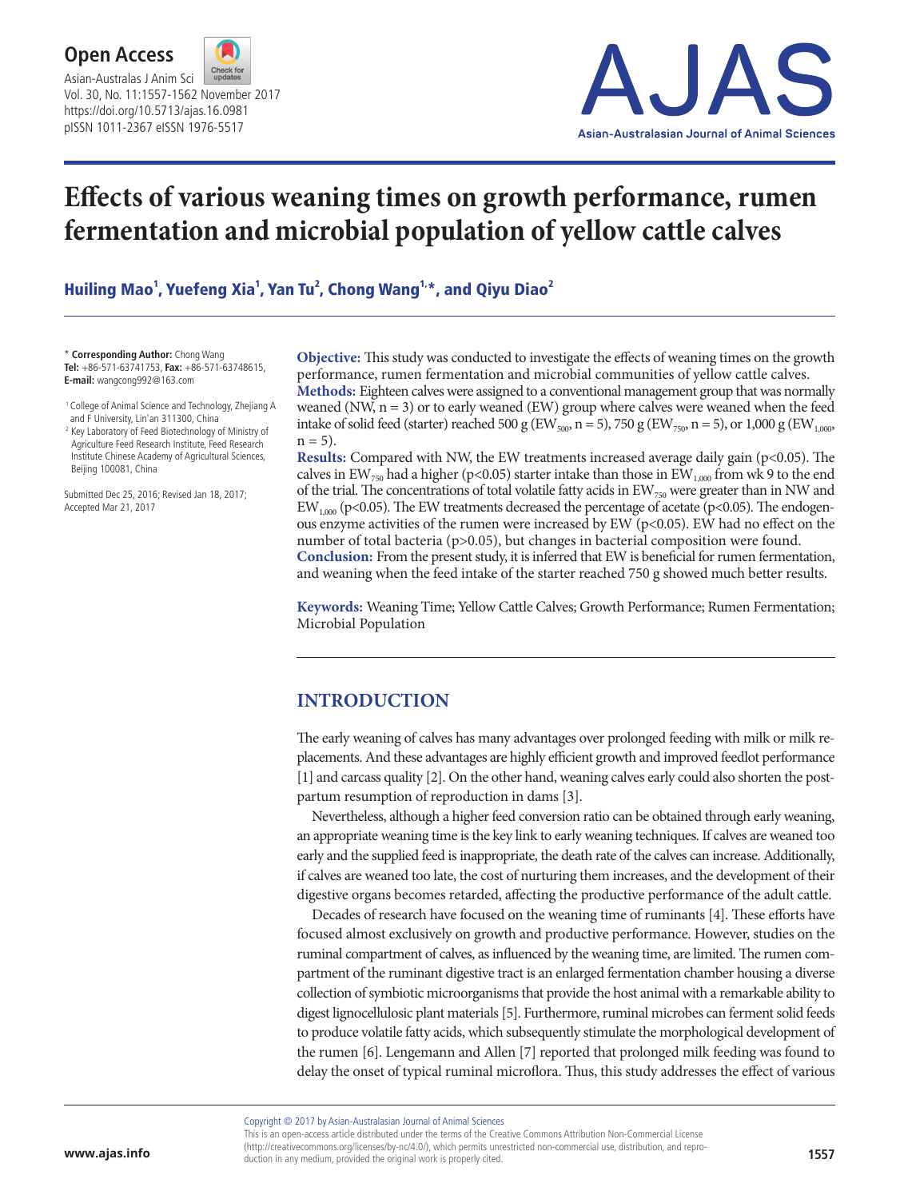# Effects of various weaning times on growth performance, rumen fermentation and microbial population of yellow cattle calves

**Huiling Mao[1], Yuefeng Xia[1], Yan Tu[2], Chong Wang[1,*], and Qiyu Diao[2]**

\* **Corresponding Author:** Chong Wang
**Tel:** +86-571-63741753, **Fax:** +86-571-63748615,
**E-mail:** wangcong992@163.com

[1] College of Animal Science and Technology, Zhejiang A and F University, Lin'an 311300, China
[2] Key Laboratory of Feed Biotechnology of Ministry of Agriculture Feed Research Institute, Feed Research Institute Chinese Academy of Agricultural Sciences, Beijing 100081, China

Submitted Dec 25, 2016; Revised Jan 18, 2017; Accepted Mar 21, 2017

**Objective:** This study was conducted to investigate the effects of weaning times on the growth performance, rumen fermentation and microbial communities of yellow cattle calves.
**Methods:** Eighteen calves were assigned to a conventional management group that was normally weaned (NW, n = 3) or to early weaned (EW) group where calves were weaned when the feed intake of solid feed (starter) reached 500 g ($EW_{500}$, n = 5), 750 g ($EW_{750}$, n = 5), or 1,000 g ($EW_{1,000}$, n = 5).
**Results:** Compared with NW, the EW treatments increased average daily gain ($p<0.05$). The calves in $EW_{750}$ had a higher ($p<0.05$) starter intake than those in $EW_{1,000}$ from wk 9 to the end of the trial. The concentrations of total volatile fatty acids in $EW_{750}$ were greater than in NW and $EW_{1,000}$ ($p<0.05$). The EW treatments decreased the percentage of acetate ($p<0.05$). The endogenous enzyme activities of the rumen were increased by EW ($p<0.05$). EW had no effect on the number of total bacteria ($p>0.05$), but changes in bacterial composition were found.
**Conclusion:** From the present study, it is inferred that EW is beneficial for rumen fermentation, and weaning when the feed intake of the starter reached 750 g showed much better results.

**Keywords:** Weaning Time; Yellow Cattle Calves; Growth Performance; Rumen Fermentation; Microbial Population

## INTRODUCTION

The early weaning of calves has many advantages over prolonged feeding with milk or milk replacements. And these advantages are highly efficient growth and improved feedlot performance [1] and carcass quality [2]. On the other hand, weaning calves early could also shorten the postpartum resumption of reproduction in dams [3].

Nevertheless, although a higher feed conversion ratio can be obtained through early weaning, an appropriate weaning time is the key link to early weaning techniques. If calves are weaned too early and the supplied feed is inappropriate, the death rate of the calves can increase. Additionally, if calves are weaned too late, the cost of nurturing them increases, and the development of their digestive organs becomes retarded, affecting the productive performance of the adult cattle.

Decades of research have focused on the weaning time of ruminants [4]. These efforts have focused almost exclusively on growth and productive performance. However, studies on the ruminal compartment of calves, as influenced by the weaning time, are limited. The rumen compartment of the ruminant digestive tract is an enlarged fermentation chamber housing a diverse collection of symbiotic microorganisms that provide the host animal with a remarkable ability to digest lignocellulosic plant materials [5]. Furthermore, ruminal microbes can ferment solid feeds to produce volatile fatty acids, which subsequently stimulate the morphological development of the rumen [6]. Lengemann and Allen [7] reported that prolonged milk feeding was found to delay the onset of typical ruminal microflora. Thus, this study addresses the effect of various

Copyright © 2017 by Asian-Australasian Journal of Animal Sciences
This is an open-access article distributed under the terms of the Creative Commons Attribution Non-Commercial License (http://creativecommons.org/licenses/by-nc/4.0/), which permits unrestricted non-commercial use, distribution, and reproduction in any medium, provided the original work is properly cited.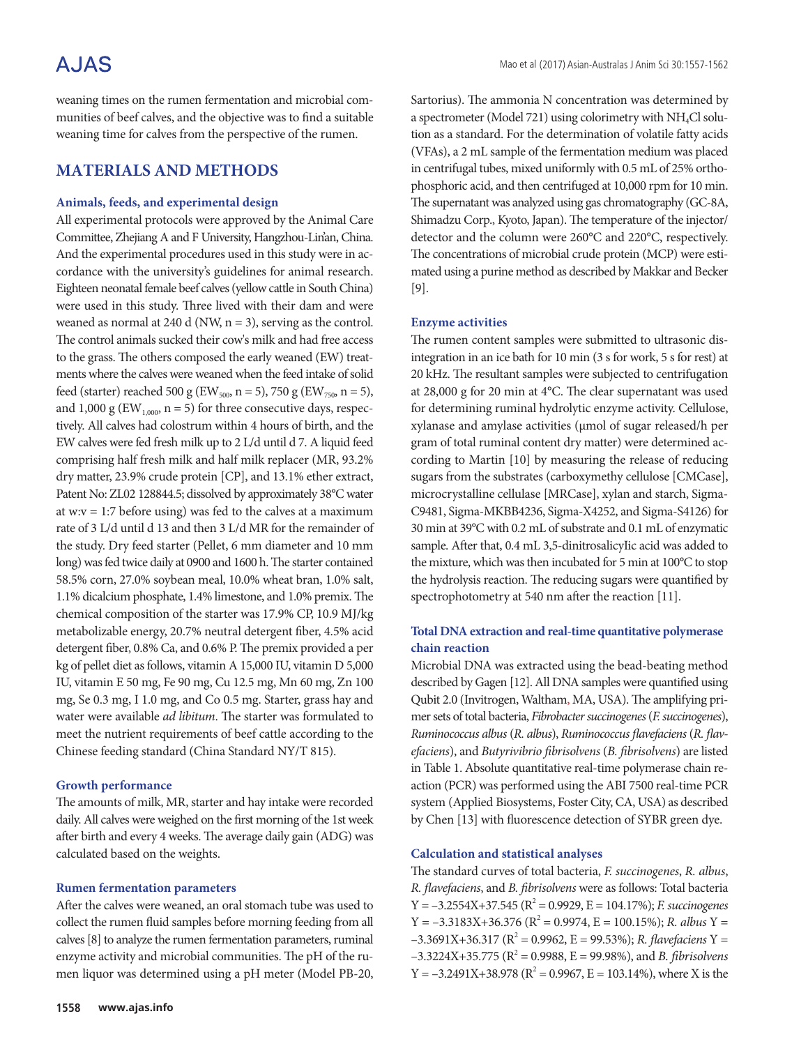weaning times on the rumen fermentation and microbial communities of beef calves, and the objective was to find a suitable weaning time for calves from the perspective of the rumen.

## MATERIALS AND METHODS

### Animals, feeds, and experimental design

All experimental protocols were approved by the Animal Care Committee, Zhejiang A and F University, Hangzhou-Lin'an, China. And the experimental procedures used in this study were in accordance with the university's guidelines for animal research. Eighteen neonatal female beef calves (yellow cattle in South China) were used in this study. Three lived with their dam and were weaned as normal at 240 d (NW, n = 3), serving as the control. The control animals sucked their cow's milk and had free access to the grass. The others composed the early weaned (EW) treatments where the calves were weaned when the feed intake of solid feed (starter) reached 500 g ($EW_{500}$, n = 5), 750 g ($EW_{750}$, n = 5), and 1,000 g ($EW_{1,000}$, n = 5) for three consecutive days, respectively. All calves had colostrum within 4 hours of birth, and the EW calves were fed fresh milk up to 2 L/d until d 7. A liquid feed comprising half fresh milk and half milk replacer (MR, 93.2% dry matter, 23.9% crude protein [CP], and 13.1% ether extract, Patent No: ZL02 128844.5; dissolved by approximately 38°C water at w:v = 1:7 before using) was fed to the calves at a maximum rate of 3 L/d until d 13 and then 3 L/d MR for the remainder of the study. Dry feed starter (Pellet, 6 mm diameter and 10 mm long) was fed twice daily at 0900 and 1600 h. The starter contained 58.5% corn, 27.0% soybean meal, 10.0% wheat bran, 1.0% salt, 1.1% dicalcium phosphate, 1.4% limestone, and 1.0% premix. The chemical composition of the starter was 17.9% CP, 10.9 MJ/kg metabolizable energy, 20.7% neutral detergent fiber, 4.5% acid detergent fiber, 0.8% Ca, and 0.6% P. The premix provided a per kg of pellet diet as follows, vitamin A 15,000 IU, vitamin D 5,000 IU, vitamin E 50 mg, Fe 90 mg, Cu 12.5 mg, Mn 60 mg, Zn 100 mg, Se 0.3 mg, I 1.0 mg, and Co 0.5 mg. Starter, grass hay and water were available *ad libitum*. The starter was formulated to meet the nutrient requirements of beef cattle according to the Chinese feeding standard (China Standard NY/T 815).

### Growth performance

The amounts of milk, MR, starter and hay intake were recorded daily. All calves were weighed on the first morning of the 1st week after birth and every 4 weeks. The average daily gain (ADG) was calculated based on the weights.

### Rumen fermentation parameters

After the calves were weaned, an oral stomach tube was used to collect the rumen fluid samples before morning feeding from all calves [8] to analyze the rumen fermentation parameters, ruminal enzyme activity and microbial communities. The pH of the rumen liquor was determined using a pH meter (Model PB-20, Sartorius). The ammonia N concentration was determined by a spectrometer (Model 721) using colorimetry with $NH_4Cl$ solution as a standard. For the determination of volatile fatty acids (VFAs), a 2 mL sample of the fermentation medium was placed in centrifugal tubes, mixed uniformly with 0.5 mL of 25% orthophosphoric acid, and then centrifuged at 10,000 rpm for 10 min. The supernatant was analyzed using gas chromatography (GC-8A, Shimadzu Corp., Kyoto, Japan). The temperature of the injector/detector and the column were 260°C and 220°C, respectively. The concentrations of microbial crude protein (MCP) were estimated using a purine method as described by Makkar and Becker [9].

### Enzyme activities

The rumen content samples were submitted to ultrasonic disintegration in an ice bath for 10 min (3 s for work, 5 s for rest) at 20 kHz. The resultant samples were subjected to centrifugation at 28,000 g for 20 min at 4°C. The clear supernatant was used for determining ruminal hydrolytic enzyme activity. Cellulose, xylanase and amylase activities (μmol of sugar released/h per gram of total ruminal content dry matter) were determined according to Martin [10] by measuring the release of reducing sugars from the substrates (carboxymethy cellulose [CMCase], microcrystalline cellulase [MRCase], xylan and starch, Sigma-C9481, Sigma-MKBB4236, Sigma-X4252, and Sigma-S4126) for 30 min at 39°C with 0.2 mL of substrate and 0.1 mL of enzymatic sample. After that, 0.4 mL 3,5-dinitrosalicylic acid was added to the mixture, which was then incubated for 5 min at 100°C to stop the hydrolysis reaction. The reducing sugars were quantified by spectrophotometry at 540 nm after the reaction [11].

### Total DNA extraction and real-time quantitative polymerase chain reaction

Microbial DNA was extracted using the bead-beating method described by Gagen [12]. All DNA samples were quantified using Qubit 2.0 (Invitrogen, Waltham, MA, USA). The amplifying primer sets of total bacteria, *Fibrobacter succinogenes* (*F. succinogenes*), *Ruminococcus albus* (*R. albus*), *Ruminococcus flavefaciens* (*R. flavefaciens*), and *Butyrivibrio fibrisolvens* (*B. fibrisolvens*) are listed in Table 1. Absolute quantitative real-time polymerase chain reaction (PCR) was performed using the ABI 7500 real-time PCR system (Applied Biosystems, Foster City, CA, USA) as described by Chen [13] with fluorescence detection of SYBR green dye.

### Calculation and statistical analyses

The standard curves of total bacteria, *F. succinogenes*, *R. albus*, *R. flavefaciens*, and *B. fibrisolvens* were as follows: Total bacteria $Y = -3.2554X+37.545$ ($R^2 = 0.9929$, E = 104.17%); *F. succinogenes* $Y = -3.3183X+36.376$ ($R^2 = 0.9974$, E = 100.15%); *R. albus* $Y = -3.3691X+36.317$ ($R^2 = 0.9962$, E = 99.53%); *R. flavefaciens* $Y = -3.3224X+35.775$ ($R^2 = 0.9988$, E = 99.98%), and *B. fibrisolvens* $Y = -3.2491X+38.978$ ($R^2 = 0.9967$, E = 103.14%), where X is the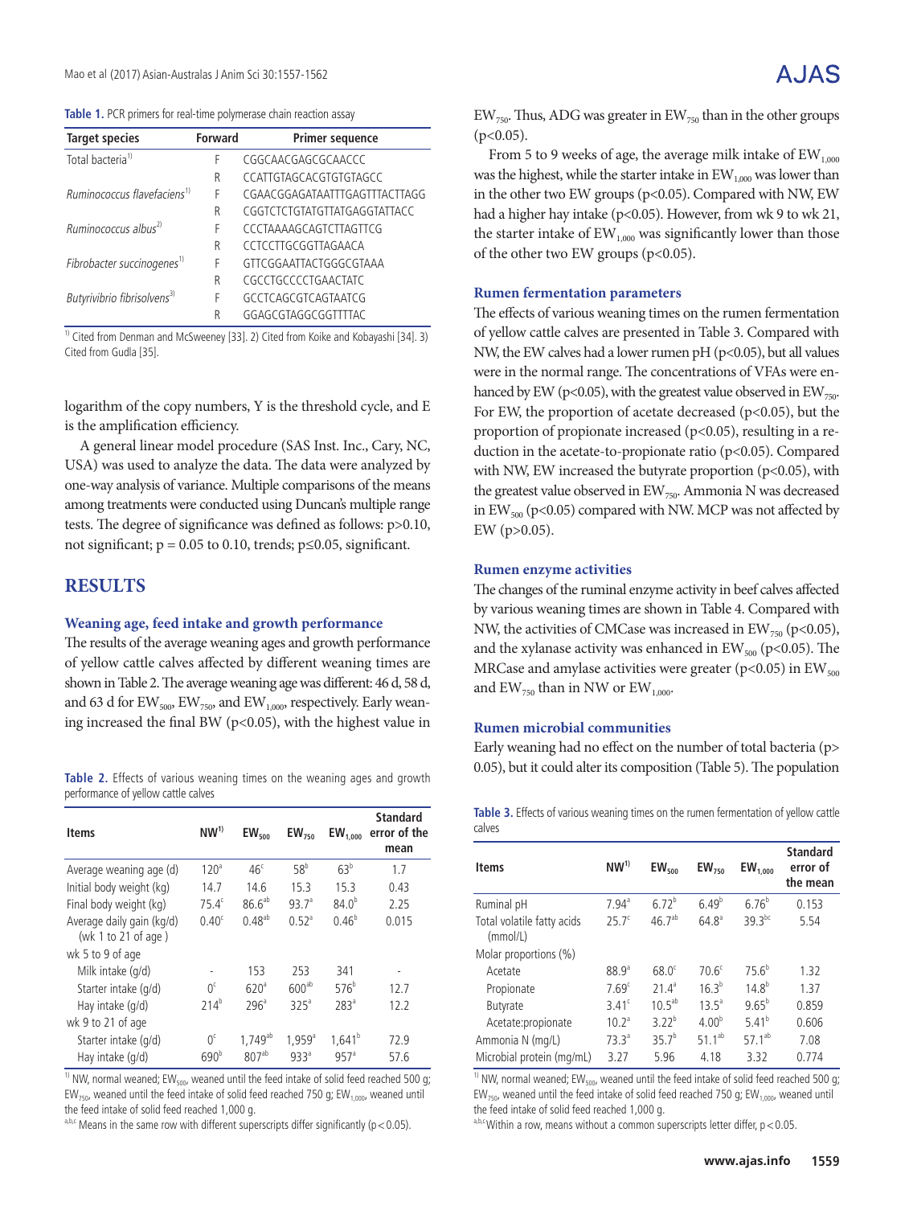**Table 1.** PCR primers for real-time polymerase chain reaction assay

| Target species | Forward | Primer sequence |
|---|---|---|
| Total bacteria[1)] | F | CGGCAACGAGCGCAACCC |
| | R | CCATTGTAGCACGTGTGTAGCC |
| *Ruminococcus flavefaciens*[1)] | F | CGAACGGAGATAATTTGAGTTTACTTAGG |
| | R | CGGTCTCTGTATGTTATGAGGTATTACC |
| *Ruminococcus albus*[2)] | F | CCCTAAAAGCAGTCTTAGTTCG |
| | R | CCTCCTTGCGGTTAGAACA |
| *Fibrobacter succinogenes*[1)] | F | GTTCGGAATTACTGGGCGTAAA |
| | R | CGCCTGCCCCTGAACTATC |
| *Butyrivibrio fibrisolvens*[3)] | F | GCCTCAGCGTCAGTAATCG |
| | R | GGAGCGTAGGCGGTTTTAC |

[1)] Cited from Denman and McSweeney [33]. 2) Cited from Koike and Kobayashi [34]. 3) Cited from Gudla [35].

logarithm of the copy numbers, Y is the threshold cycle, and E is the amplification efficiency.

A general linear model procedure (SAS Inst. Inc., Cary, NC, USA) was used to analyze the data. The data were analyzed by one-way analysis of variance. Multiple comparisons of the means among treatments were conducted using Duncan's multiple range tests. The degree of significance was defined as follows: $p>0.10$, not significant; $p = 0.05$ to $0.10$, trends; $p\leq0.05$, significant.

## RESULTS

### Weaning age, feed intake and growth performance

The results of the average weaning ages and growth performance of yellow cattle calves affected by different weaning times are shown in Table 2. The average weaning age was different: 46 d, 58 d, and 63 d for $EW_{500}$, $EW_{750}$, and $EW_{1,000}$, respectively. Early weaning increased the final BW ($p<0.05$), with the highest value in $EW_{750}$. Thus, ADG was greater in $EW_{750}$ than in the other groups ($p<0.05$).

From 5 to 9 weeks of age, the average milk intake of $EW_{1,000}$ was the highest, while the starter intake in $EW_{1,000}$ was lower than in the other two EW groups ($p<0.05$). Compared with NW, EW had a higher hay intake ($p<0.05$). However, from wk 9 to wk 21, the starter intake of $EW_{1,000}$ was significantly lower than those of the other two EW groups ($p<0.05$).

**Table 2.** Effects of various weaning times on the weaning ages and growth performance of yellow cattle calves

| Items | NW[1)] | $EW_{500}$ | $EW_{750}$ | $EW_{1,000}$ | Standard error of the mean |
|---|---|---|---|---|---|
| Average weaning age (d) | 120$^{a}$ | 46$^{c}$ | 58$^{b}$ | 63$^{b}$ | 1.7 |
| Initial body weight (kg) | 14.7 | 14.6 | 15.3 | 15.3 | 0.43 |
| Final body weight (kg) | 75.4$^{c}$ | 86.6$^{ab}$ | 93.7$^{a}$ | 84.0$^{b}$ | 2.25 |
| Average daily gain (kg/d) (wk 1 to 21 of age ) | 0.40$^{c}$ | 0.48$^{ab}$ | 0.52$^{a}$ | 0.46$^{b}$ | 0.015 |
| wk 5 to 9 of age | | | | | |
| Milk intake (g/d) | - | 153 | 253 | 341 | - |
| Starter intake (g/d) | 0$^{c}$ | 620$^{a}$ | 600$^{ab}$ | 576$^{b}$ | 12.7 |
| Hay intake (g/d) | 214$^{b}$ | 296$^{a}$ | 325$^{a}$ | 283$^{a}$ | 12.2 |
| wk 9 to 21 of age | | | | | |
| Starter intake (g/d) | 0$^{c}$ | 1,749$^{ab}$ | 1,959$^{a}$ | 1,641$^{b}$ | 72.9 |
| Hay intake (g/d) | 690$^{b}$ | 807$^{ab}$ | 933$^{a}$ | 957$^{a}$ | 57.6 |

[1)] NW, normal weaned; $EW_{500}$, weaned until the feed intake of solid feed reached 500 g; $EW_{750}$, weaned until the feed intake of solid feed reached 750 g; $EW_{1,000}$, weaned until the feed intake of solid feed reached 1,000 g.

a,b,c Means in the same row with different superscripts differ significantly ($p<0.05$).

### Rumen fermentation parameters

The effects of various weaning times on the rumen fermentation of yellow cattle calves are presented in Table 3. Compared with NW, the EW calves had a lower rumen pH ($p<0.05$), but all values were in the normal range. The concentrations of VFAs were enhanced by EW ($p<0.05$), with the greatest value observed in $EW_{750}$. For EW, the proportion of acetate decreased ($p<0.05$), but the proportion of propionate increased ($p<0.05$), resulting in a reduction in the acetate-to-propionate ratio ($p<0.05$). Compared with NW, EW increased the butyrate proportion ($p<0.05$), with the greatest value observed in $EW_{750}$. Ammonia N was decreased in $EW_{500}$ ($p<0.05$) compared with NW. MCP was not affected by EW ($p>0.05$).

### Rumen enzyme activities

The changes of the ruminal enzyme activity in beef calves affected by various weaning times are shown in Table 4. Compared with NW, the activities of CMCase was increased in $EW_{750}$ ($p<0.05$), and the xylanase activity was enhanced in $EW_{500}$ ($p<0.05$). The MRCase and amylase activities were greater ($p<0.05$) in $EW_{500}$ and $EW_{750}$ than in NW or $EW_{1,000}$.

### Rumen microbial communities

Early weaning had no effect on the number of total bacteria ($p>0.05$), but it could alter its composition (Table 5). The population

**Table 3.** Effects of various weaning times on the rumen fermentation of yellow cattle calves

| Items | NW[1)] | $EW_{500}$ | $EW_{750}$ | $EW_{1,000}$ | Standard error of the mean |
|---|---|---|---|---|---|
| Ruminal pH | 7.94$^{a}$ | 6.72$^{b}$ | 6.49$^{b}$ | 6.76$^{b}$ | 0.153 |
| Total volatile fatty acids (mmol/L) | 25.7$^{c}$ | 46.7$^{ab}$ | 64.8$^{a}$ | 39.3$^{bc}$ | 5.54 |
| Molar proportions (%) | | | | | |
| Acetate | 88.9$^{a}$ | 68.0$^{c}$ | 70.6$^{c}$ | 75.6$^{b}$ | 1.32 |
| Propionate | 7.69$^{c}$ | 21.4$^{a}$ | 16.3$^{b}$ | 14.8$^{b}$ | 1.37 |
| Butyrate | 3.41$^{c}$ | 10.5$^{ab}$ | 13.5$^{a}$ | 9.65$^{b}$ | 0.859 |
| Acetate:propionate | 10.2$^{a}$ | 3.22$^{b}$ | 4.00$^{b}$ | 5.41$^{b}$ | 0.606 |
| Ammonia N (mg/L) | 73.3$^{a}$ | 35.7$^{b}$ | 51.1$^{ab}$ | 57.1$^{ab}$ | 7.08 |
| Microbial protein (mg/mL) | 3.27 | 5.96 | 4.18 | 3.32 | 0.774 |

[1)] NW, normal weaned; $EW_{500}$, weaned until the feed intake of solid feed reached 500 g; $EW_{750}$, weaned until the feed intake of solid feed reached 750 g; $EW_{1,000}$, weaned until the feed intake of solid feed reached 1,000 g.

a,b,c Within a row, means without a common superscripts letter differ, $p<0.05$.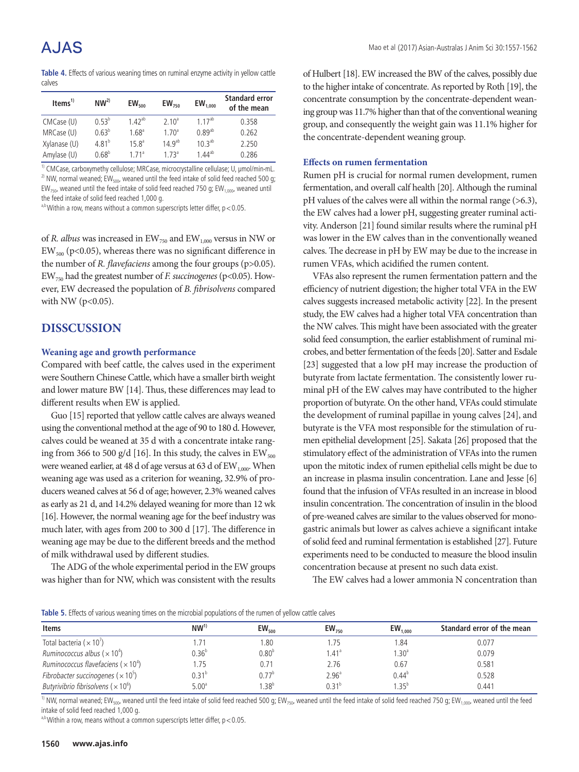**Table 4.** Effects of various weaning times on ruminal enzyme activity in yellow cattle calves

| Items[1)] | NW[2)] | $EW_{500}$ | $EW_{750}$ | $EW_{1,000}$ | Standard error of the mean |
|---|---|---|---|---|---|
| CMCase (U) | $0.53^{b}$ | $1.42^{ab}$ | $2.10^{a}$ | $1.17^{ab}$ | 0.358 |
| MRCase (U) | $0.63^{b}$ | $1.68^{a}$ | $1.70^{a}$ | $0.89^{ab}$ | 0.262 |
| Xylanase (U) | $4.81^{b}$ | $15.8^{a}$ | $14.9^{ab}$ | $10.3^{ab}$ | 2.250 |
| Amylase (U) | $0.68^{b}$ | $1.71^{a}$ | $1.73^{a}$ | $1.44^{ab}$ | 0.286 |

[1)] CMCase, carboxymethy cellulose; MRCase, microcrystalline cellulase; U, μmol/min·mL.
[2)] NW, normal weaned; $EW_{500}$, weaned until the feed intake of solid feed reached 500 g; $EW_{750}$, weaned until the feed intake of solid feed reached 750 g; $EW_{1,000}$, weaned until the feed intake of solid feed reached 1,000 g.
[a,b] Within a row, means without a common superscripts letter differ, p<0.05.

of *R. albus* was increased in $EW_{750}$ and $EW_{1,000}$ versus in NW or $EW_{500}$ (p<0.05), whereas there was no significant difference in the number of *R. flavefaciens* among the four groups (p>0.05). $EW_{750}$ had the greatest number of *F. succinogenes* (p<0.05). However, EW decreased the population of *B. fibrisolvens* compared with NW (p<0.05).

## DISSCUSSION

### Weaning age and growth performance

Compared with beef cattle, the calves used in the experiment were Southern Chinese Cattle, which have a smaller birth weight and lower mature BW [14]. Thus, these differences may lead to different results when EW is applied.

Guo [15] reported that yellow cattle calves are always weaned using the conventional method at the age of 90 to 180 d. However, calves could be weaned at 35 d with a concentrate intake ranging from 366 to 500 g/d [16]. In this study, the calves in $EW_{500}$ were weaned earlier, at 48 d of age versus at 63 d of $EW_{1,000}$. When weaning age was used as a criterion for weaning, 32.9% of producers weaned calves at 56 d of age; however, 2.3% weaned calves as early as 21 d, and 14.2% delayed weaning for more than 12 wk [16]. However, the normal weaning age for the beef industry was much later, with ages from 200 to 300 d [17]. The difference in weaning age may be due to the different breeds and the method of milk withdrawal used by different studies.

The ADG of the whole experimental period in the EW groups was higher than for NW, which was consistent with the results of Hulbert [18]. EW increased the BW of the calves, possibly due to the higher intake of concentrate. As reported by Roth [19], the concentrate consumption by the concentrate-dependent weaning group was 11.7% higher than that of the conventional weaning group, and consequently the weight gain was 11.1% higher for the concentrate-dependent weaning group.

### Effects on rumen fermentation

Rumen pH is crucial for normal rumen development, rumen fermentation, and overall calf health [20]. Although the ruminal pH values of the calves were all within the normal range (>6.3), the EW calves had a lower pH, suggesting greater ruminal activity. Anderson [21] found similar results where the ruminal pH was lower in the EW calves than in the conventionally weaned calves. The decrease in pH by EW may be due to the increase in rumen VFAs, which acidified the rumen content.

VFAs also represent the rumen fermentation pattern and the efficiency of nutrient digestion; the higher total VFA in the EW calves suggests increased metabolic activity [22]. In the present study, the EW calves had a higher total VFA concentration than the NW calves. This might have been associated with the greater solid feed consumption, the earlier establishment of ruminal microbes, and better fermentation of the feeds [20]. Satter and Esdale [23] suggested that a low pH may increase the production of butyrate from lactate fermentation. The consistently lower ruminal pH of the EW calves may have contributed to the higher proportion of butyrate. On the other hand, VFAs could stimulate the development of ruminal papillae in young calves [24], and butyrate is the VFA most responsible for the stimulation of rumen epithelial development [25]. Sakata [26] proposed that the stimulatory effect of the administration of VFAs into the rumen upon the mitotic index of rumen epithelial cells might be due to an increase in plasma insulin concentration. Lane and Jesse [6] found that the infusion of VFAs resulted in an increase in blood insulin concentration. The concentration of insulin in the blood of pre-weaned calves are similar to the values observed for monogastric animals but lower as calves achieve a significant intake of solid feed and ruminal fermentation is established [27]. Future experiments need to be conducted to measure the blood insulin concentration because at present no such data exist.

The EW calves had a lower ammonia N concentration than

**Table 5.** Effects of various weaning times on the microbial populations of the rumen of yellow cattle calves

| Items | NW[1)] | $EW_{500}$ | $EW_{750}$ | $EW_{1,000}$ | Standard error of the mean |
|---|---|---|---|---|---|
| Total bacteria ($\times 10^{7}$) | 1.71 | 1.80 | 1.75 | 1.84 | 0.077 |
| *Ruminococcus albus* ($\times 10^{4}$) | $0.36^{b}$ | $0.80^{b}$ | $1.41^{a}$ | $1.30^{a}$ | 0.079 |
| *Ruminococcus flavefaciens* ($\times 10^{4}$) | 1.75 | 0.71 | 2.76 | 0.67 | 0.581 |
| *Fibrobacter succinogenes* ($\times 10^{5}$) | $0.31^{b}$ | $0.77^{b}$ | $2.96^{a}$ | $0.44^{b}$ | 0.528 |
| *Butyrivibrio fibrisolvens* ($\times 10^{6}$) | $5.00^{a}$ | $1.38^{b}$ | $0.31^{b}$ | $1.35^{b}$ | 0.441 |

[1)] NW, normal weaned; $EW_{500}$, weaned until the feed intake of solid feed reached 500 g; $EW_{750}$, weaned until the feed intake of solid feed reached 750 g; $EW_{1,000}$, weaned until the feed intake of solid feed reached 1,000 g.
[a,b] Within a row, means without a common superscripts letter differ, p<0.05.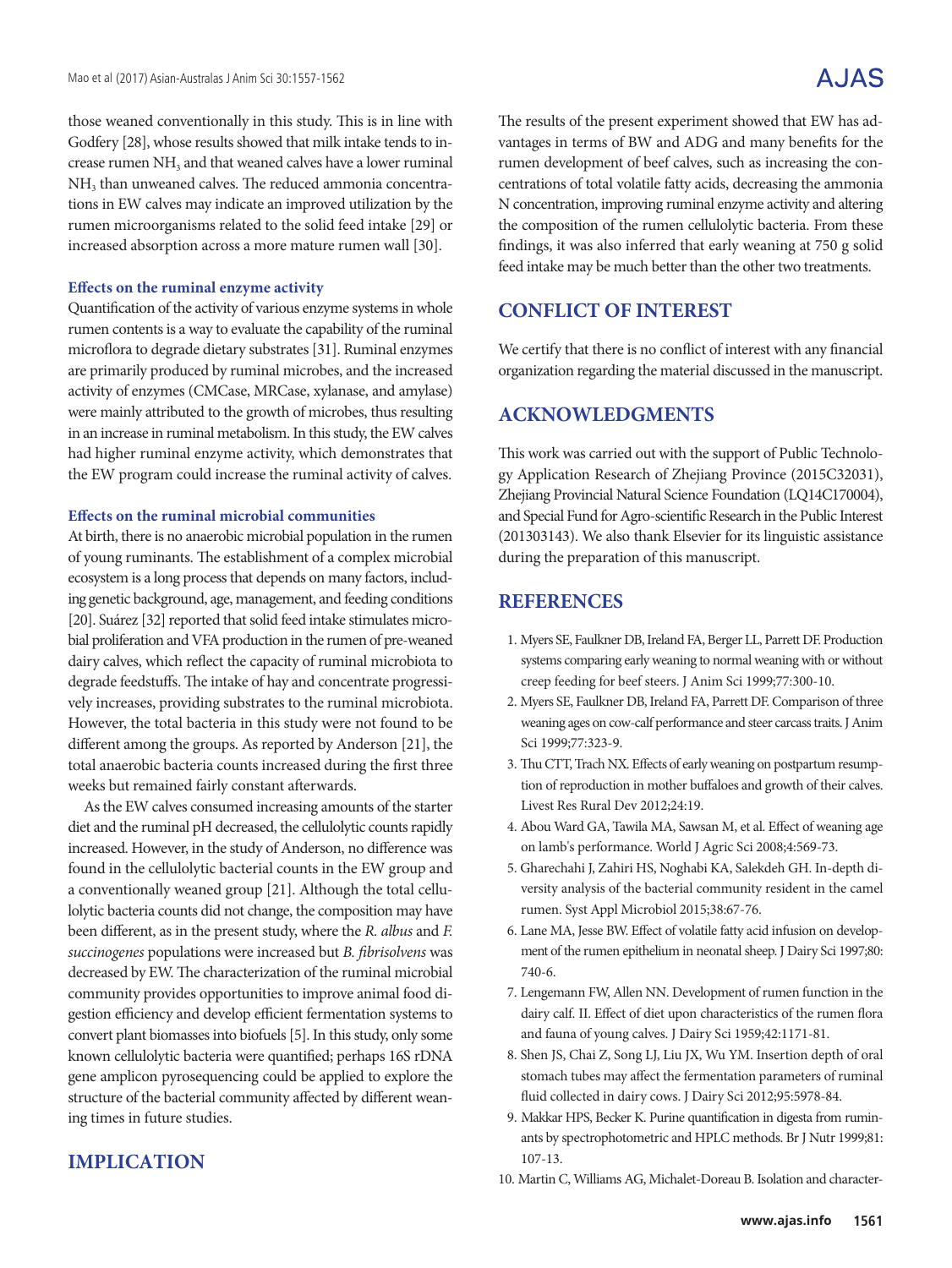those weaned conventionally in this study. This is in line with Godfery [28], whose results showed that milk intake tends to increase rumen $NH_3$ and that weaned calves have a lower ruminal $NH_3$ than unweaned calves. The reduced ammonia concentrations in EW calves may indicate an improved utilization by the rumen microorganisms related to the solid feed intake [29] or increased absorption across a more mature rumen wall [30].

### Effects on the ruminal enzyme activity

Quantification of the activity of various enzyme systems in whole rumen contents is a way to evaluate the capability of the ruminal microflora to degrade dietary substrates [31]. Ruminal enzymes are primarily produced by ruminal microbes, and the increased activity of enzymes (CMCase, MRCase, xylanase, and amylase) were mainly attributed to the growth of microbes, thus resulting in an increase in ruminal metabolism. In this study, the EW calves had higher ruminal enzyme activity, which demonstrates that the EW program could increase the ruminal activity of calves.

### Effects on the ruminal microbial communities

At birth, there is no anaerobic microbial population in the rumen of young ruminants. The establishment of a complex microbial ecosystem is a long process that depends on many factors, including genetic background, age, management, and feeding conditions [20]. Suárez [32] reported that solid feed intake stimulates microbial proliferation and VFA production in the rumen of pre-weaned dairy calves, which reflect the capacity of ruminal microbiota to degrade feedstuffs. The intake of hay and concentrate progressively increases, providing substrates to the ruminal microbiota. However, the total bacteria in this study were not found to be different among the groups. As reported by Anderson [21], the total anaerobic bacteria counts increased during the first three weeks but remained fairly constant afterwards.

As the EW calves consumed increasing amounts of the starter diet and the ruminal pH decreased, the cellulolytic counts rapidly increased. However, in the study of Anderson, no difference was found in the cellulolytic bacterial counts in the EW group and a conventionally weaned group [21]. Although the total cellulolytic bacteria counts did not change, the composition may have been different, as in the present study, where the *R. albus* and *F. succinogenes* populations were increased but *B. fibrisolvens* was decreased by EW. The characterization of the ruminal microbial community provides opportunities to improve animal food digestion efficiency and develop efficient fermentation systems to convert plant biomasses into biofuels [5]. In this study, only some known cellulolytic bacteria were quantified; perhaps 16S rDNA gene amplicon pyrosequencing could be applied to explore the structure of the bacterial community affected by different weaning times in future studies.

## IMPLICATION

The results of the present experiment showed that EW has advantages in terms of BW and ADG and many benefits for the rumen development of beef calves, such as increasing the concentrations of total volatile fatty acids, decreasing the ammonia N concentration, improving ruminal enzyme activity and altering the composition of the rumen cellulolytic bacteria. From these findings, it was also inferred that early weaning at 750 g solid feed intake may be much better than the other two treatments.

## CONFLICT OF INTEREST

We certify that there is no conflict of interest with any financial organization regarding the material discussed in the manuscript.

## ACKNOWLEDGMENTS

This work was carried out with the support of Public Technology Application Research of Zhejiang Province (2015C32031), Zhejiang Provincial Natural Science Foundation (LQ14C170004), and Special Fund for Agro-scientific Research in the Public Interest (201303143). We also thank Elsevier for its linguistic assistance during the preparation of this manuscript.

## REFERENCES

1. Myers SE, Faulkner DB, Ireland FA, Berger LL, Parrett DF. Production systems comparing early weaning to normal weaning with or without creep feeding for beef steers. J Anim Sci 1999;77:300-10.
2. Myers SE, Faulkner DB, Ireland FA, Parrett DF. Comparison of three weaning ages on cow-calf performance and steer carcass traits. J Anim Sci 1999;77:323-9.
3. Thu CTT, Trach NX. Effects of early weaning on postpartum resumption of reproduction in mother buffaloes and growth of their calves. Livest Res Rural Dev 2012;24:19.
4. Abou Ward GA, Tawila MA, Sawsan M, et al. Effect of weaning age on lamb's performance. World J Agric Sci 2008;4:569-73.
5. Gharechahi J, Zahiri HS, Noghabi KA, Salekdeh GH. In-depth diversity analysis of the bacterial community resident in the camel rumen. Syst Appl Microbiol 2015;38:67-76.
6. Lane MA, Jesse BW. Effect of volatile fatty acid infusion on development of the rumen epithelium in neonatal sheep. J Dairy Sci 1997;80:740-6.
7. Lengemann FW, Allen NN. Development of rumen function in the dairy calf. II. Effect of diet upon characteristics of the rumen flora and fauna of young calves. J Dairy Sci 1959;42:1171-81.
8. Shen JS, Chai Z, Song LJ, Liu JX, Wu YM. Insertion depth of oral stomach tubes may affect the fermentation parameters of ruminal fluid collected in dairy cows. J Dairy Sci 2012;95:5978-84.
9. Makkar HPS, Becker K. Purine quantification in digesta from ruminants by spectrophotometric and HPLC methods. Br J Nutr 1999;81:107-13.
10. Martin C, Williams AG, Michalet-Doreau B. Isolation and character-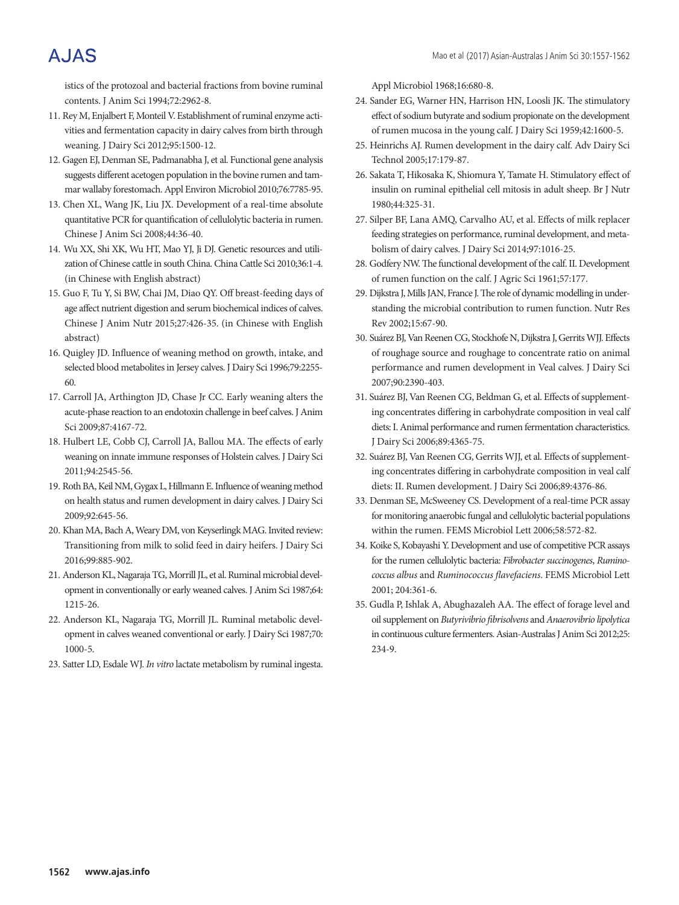istics of the protozoal and bacterial fractions from bovine ruminal contents. J Anim Sci 1994;72:2962-8.

11. Rey M, Enjalbert F, Monteil V. Establishment of ruminal enzyme activities and fermentation capacity in dairy calves from birth through weaning. J Dairy Sci 2012;95:1500-12.
12. Gagen EJ, Denman SE, Padmanabha J, et al. Functional gene analysis suggests different acetogen population in the bovine rumen and tammar wallaby forestomach. Appl Environ Microbiol 2010;76:7785-95.
13. Chen XL, Wang JK, Liu JX. Development of a real-time absolute quantitative PCR for quantification of cellulolytic bacteria in rumen. Chinese J Anim Sci 2008;44:36-40.
14. Wu XX, Shi XK, Wu HT, Mao YJ, Ji DJ. Genetic resources and utilization of Chinese cattle in south China. China Cattle Sci 2010;36:1-4. (in Chinese with English abstract)
15. Guo F, Tu Y, Si BW, Chai JM, Diao QY. Off breast-feeding days of age affect nutrient digestion and serum biochemical indices of calves. Chinese J Anim Nutr 2015;27:426-35. (in Chinese with English abstract)
16. Quigley JD. Influence of weaning method on growth, intake, and selected blood metabolites in Jersey calves. J Dairy Sci 1996;79:2255-60.
17. Carroll JA, Arthington JD, Chase Jr CC. Early weaning alters the acute-phase reaction to an endotoxin challenge in beef calves. J Anim Sci 2009;87:4167-72.
18. Hulbert LE, Cobb CJ, Carroll JA, Ballou MA. The effects of early weaning on innate immune responses of Holstein calves. J Dairy Sci 2011;94:2545-56.
19. Roth BA, Keil NM, Gygax L, Hillmann E. Influence of weaning method on health status and rumen development in dairy calves. J Dairy Sci 2009;92:645-56.
20. Khan MA, Bach A, Weary DM, von Keyserlingk MAG. Invited review: Transitioning from milk to solid feed in dairy heifers. J Dairy Sci 2016;99:885-902.
21. Anderson KL, Nagaraja TG, Morrill JL, et al. Ruminal microbial development in conventionally or early weaned calves. J Anim Sci 1987;64:1215-26.
22. Anderson KL, Nagaraja TG, Morrill JL. Ruminal metabolic development in calves weaned conventional or early. J Dairy Sci 1987;70:1000-5.
23. Satter LD, Esdale WJ. *In vitro* lactate metabolism by ruminal ingesta. Appl Microbiol 1968;16:680-8.
24. Sander EG, Warner HN, Harrison HN, Loosli JK. The stimulatory effect of sodium butyrate and sodium propionate on the development of rumen mucosa in the young calf. J Dairy Sci 1959;42:1600-5.
25. Heinrichs AJ. Rumen development in the dairy calf. Adv Dairy Sci Technol 2005;17:179-87.
26. Sakata T, Hikosaka K, Shiomura Y, Tamate H. Stimulatory effect of insulin on ruminal epithelial cell mitosis in adult sheep. Br J Nutr 1980;44:325-31.
27. Silper BF, Lana AMQ, Carvalho AU, et al. Effects of milk replacer feeding strategies on performance, ruminal development, and metabolism of dairy calves. J Dairy Sci 2014;97:1016-25.
28. Godfery NW. The functional development of the calf. II. Development of rumen function on the calf. J Agric Sci 1961;57:177.
29. Dijkstra J, Mills JAN, France J. The role of dynamic modelling in understanding the microbial contribution to rumen function. Nutr Res Rev 2002;15:67-90.
30. Suárez BJ, Van Reenen CG, Stockhofe N, Dijkstra J, Gerrits WJJ. Effects of roughage source and roughage to concentrate ratio on animal performance and rumen development in Veal calves. J Dairy Sci 2007;90:2390-403.
31. Suárez BJ, Van Reenen CG, Beldman G, et al. Effects of supplementing concentrates differing in carbohydrate composition in veal calf diets: I. Animal performance and rumen fermentation characteristics. J Dairy Sci 2006;89:4365-75.
32. Suárez BJ, Van Reenen CG, Gerrits WJJ, et al. Effects of supplementing concentrates differing in carbohydrate composition in veal calf diets: II. Rumen development. J Dairy Sci 2006;89:4376-86.
33. Denman SE, McSweeney CS. Development of a real-time PCR assay for monitoring anaerobic fungal and cellulolytic bacterial populations within the rumen. FEMS Microbiol Lett 2006;58:572-82.
34. Koike S, Kobayashi Y. Development and use of competitive PCR assays for the rumen cellulolytic bacteria: *Fibrobacter succinogenes*, *Ruminococcus albus* and *Ruminococcus flavefaciens*. FEMS Microbiol Lett 2001; 204:361-6.
35. Gudla P, Ishlak A, Abughazaleh AA. The effect of forage level and oil supplement on *Butyrivibrio fibrisolvens* and *Anaerovibrio lipolytica* in continuous culture fermenters. Asian-Australas J Anim Sci 2012;25:234-9.